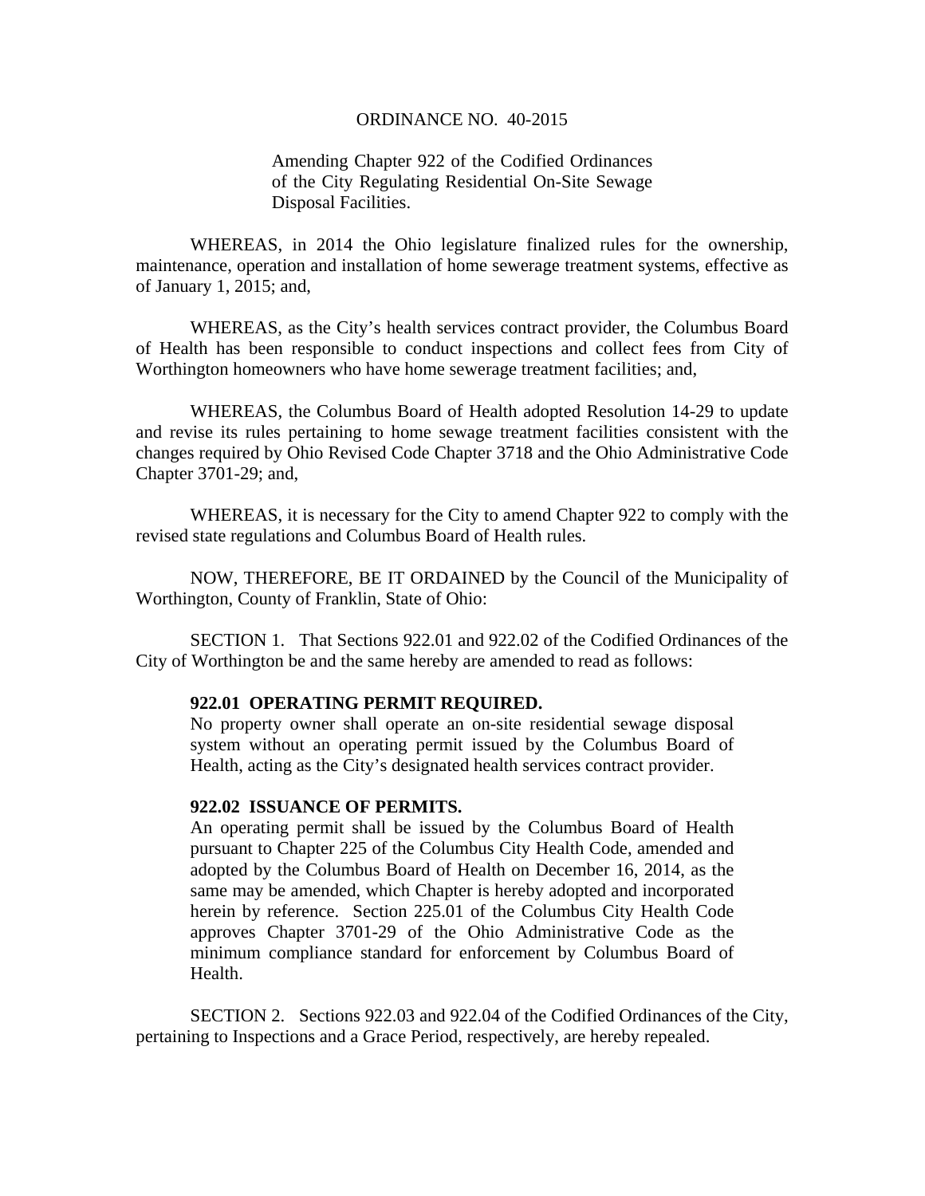ORDINANCE NO. 40-2015

Amending Chapter 922 of the Codified Ordinances of the City Regulating Residential On-Site Sewage Disposal Facilities.

WHEREAS, in 2014 the Ohio legislature finalized rules for the ownership, maintenance, operation and installation of home sewerage treatment systems, effective as of January 1, 2015; and,

WHEREAS, as the City's health services contract provider, the Columbus Board of Health has been responsible to conduct inspections and collect fees from City of Worthington homeowners who have home sewerage treatment facilities; and,

WHEREAS, the Columbus Board of Health adopted Resolution 14-29 to update and revise its rules pertaining to home sewage treatment facilities consistent with the changes required by Ohio Revised Code Chapter 3718 and the Ohio Administrative Code Chapter 3701-29; and,

WHEREAS, it is necessary for the City to amend Chapter 922 to comply with the revised state regulations and Columbus Board of Health rules.

NOW, THEREFORE, BE IT ORDAINED by the Council of the Municipality of Worthington, County of Franklin, State of Ohio:

SECTION 1. That Sections 922.01 and 922.02 of the Codified Ordinances of the City of Worthington be and the same hereby are amended to read as follows:

**922.01 OPERATING PERMIT REQUIRED.**
No property owner shall operate an on-site residential sewage disposal system without an operating permit issued by the Columbus Board of Health, acting as the City's designated health services contract provider.

**922.02 ISSUANCE OF PERMITS.**
An operating permit shall be issued by the Columbus Board of Health pursuant to Chapter 225 of the Columbus City Health Code, amended and adopted by the Columbus Board of Health on December 16, 2014, as the same may be amended, which Chapter is hereby adopted and incorporated herein by reference. Section 225.01 of the Columbus City Health Code approves Chapter 3701-29 of the Ohio Administrative Code as the minimum compliance standard for enforcement by Columbus Board of Health.

SECTION 2. Sections 922.03 and 922.04 of the Codified Ordinances of the City, pertaining to Inspections and a Grace Period, respectively, are hereby repealed.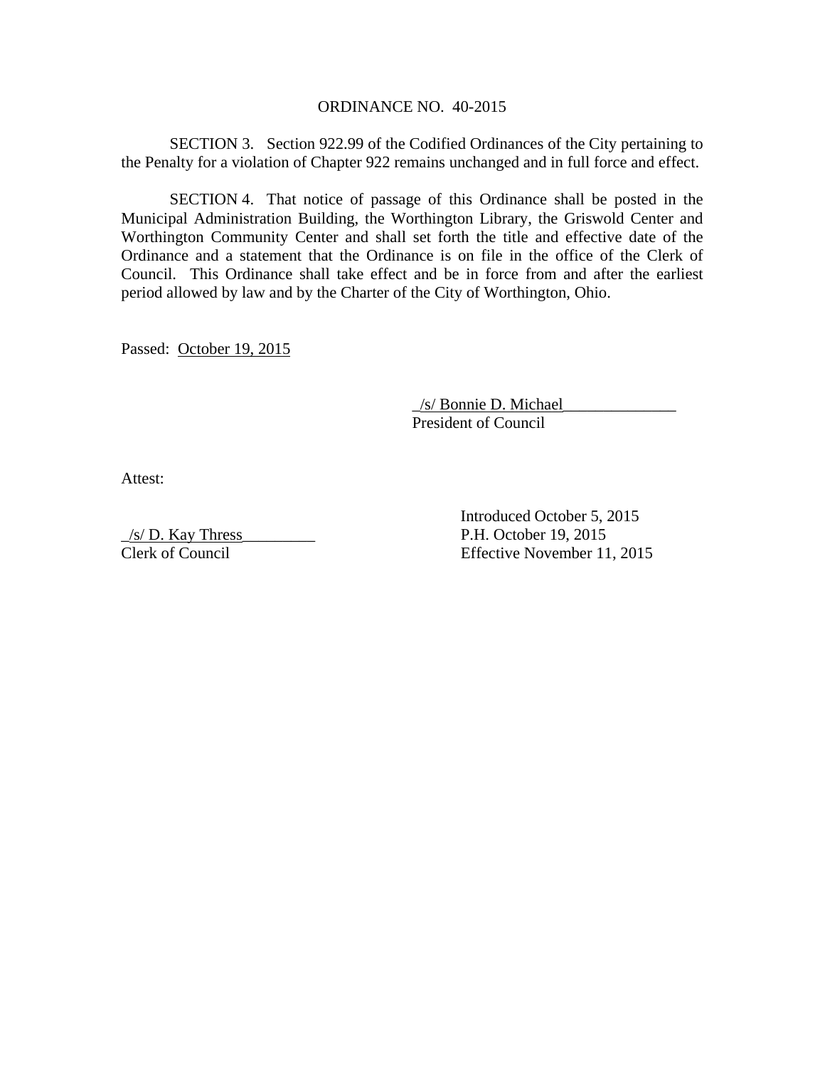ORDINANCE NO. 40-2015

SECTION 3. Section 922.99 of the Codified Ordinances of the City pertaining to the Penalty for a violation of Chapter 922 remains unchanged and in full force and effect.

SECTION 4. That notice of passage of this Ordinance shall be posted in the Municipal Administration Building, the Worthington Library, the Griswold Center and Worthington Community Center and shall set forth the title and effective date of the Ordinance and a statement that the Ordinance is on file in the office of the Clerk of Council. This Ordinance shall take effect and be in force from and after the earliest period allowed by law and by the Charter of the City of Worthington, Ohio.

Passed: October 19, 2015

_/s/ Bonnie D. Michael______________
President of Council

Attest:

_/s/ D. Kay Thress_________
Clerk of Council

Introduced October 5, 2015
P.H. October 19, 2015
Effective November 11, 2015